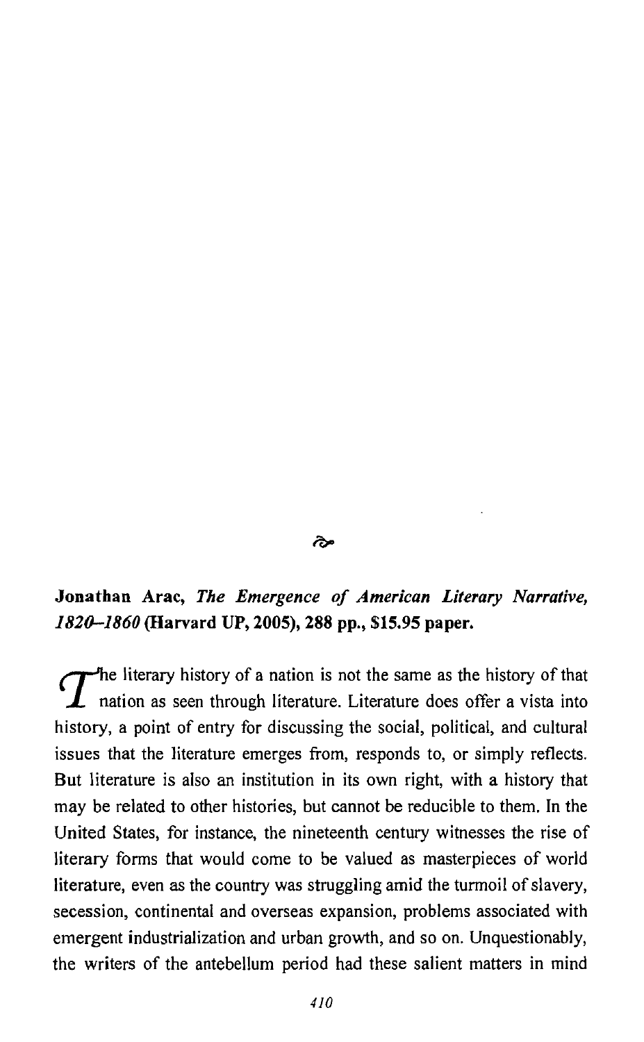**Jonathan Arac, *The Emergence of American Literary Narrative, 1820–1860* (Harvard UP, 2005), 288 pp., $15.95 paper.**

The literary history of a nation is not the same as the history of that nation as seen through literature. Literature does offer a vista into history, a point of entry for discussing the social, political, and cultural issues that the literature emerges from, responds to, or simply reflects. But literature is also an institution in its own right, with a history that may be related to other histories, but cannot be reducible to them. In the United States, for instance, the nineteenth century witnesses the rise of literary forms that would come to be valued as masterpieces of world literature, even as the country was struggling amid the turmoil of slavery, secession, continental and overseas expansion, problems associated with emergent industrialization and urban growth, and so on. Unquestionably, the writers of the antebellum period had these salient matters in mind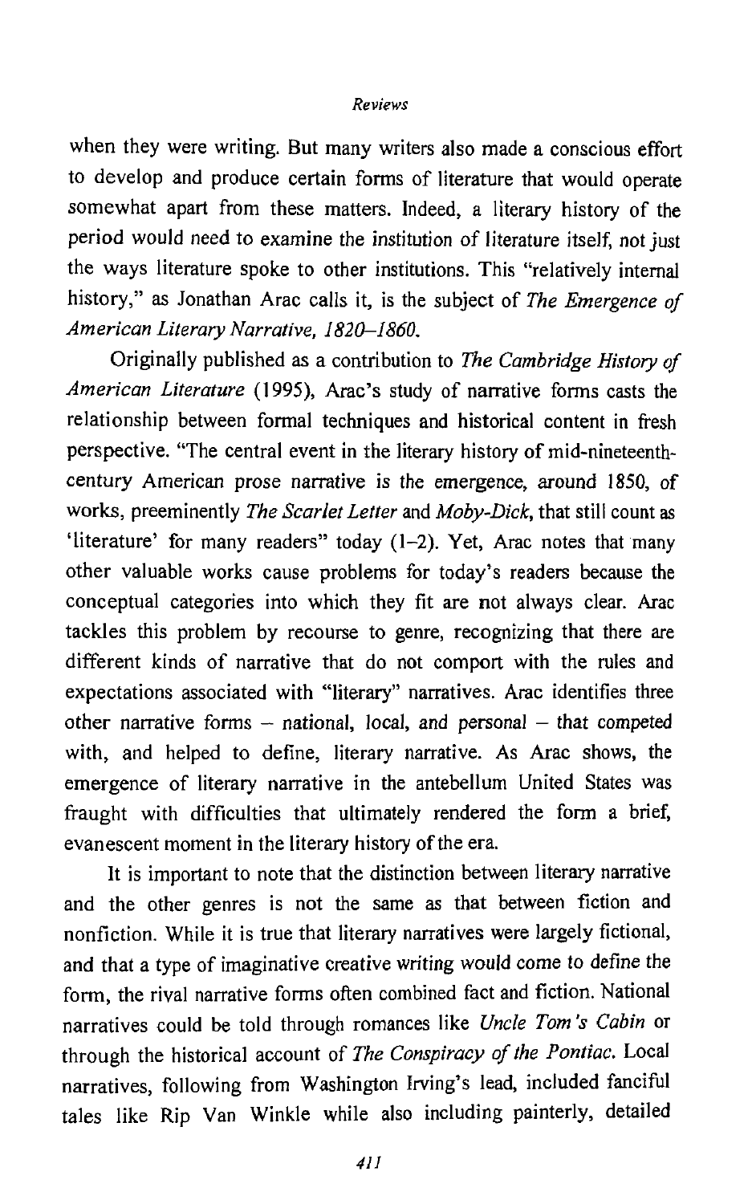when they were writing. But many writers also made a conscious effort to develop and produce certain forms of literature that would operate somewhat apart from these matters. Indeed, a literary history of the period would need to examine the institution of literature itself, not just the ways literature spoke to other institutions. This "relatively internal history," as Jonathan Arac calls it, is the subject of *The Emergence of American Literary Narrative, 1820–1860.*

Originally published as a contribution to *The Cambridge History of American Literature* (1995), Arac's study of narrative forms casts the relationship between formal techniques and historical content in fresh perspective. "The central event in the literary history of mid-nineteenth-century American prose narrative is the emergence, around 1850, of works, preeminently *The Scarlet Letter* and *Moby-Dick*, that still count as 'literature' for many readers" today (1–2). Yet, Arac notes that many other valuable works cause problems for today's readers because the conceptual categories into which they fit are not always clear. Arac tackles this problem by recourse to genre, recognizing that there are different kinds of narrative that do not comport with the rules and expectations associated with "literary" narratives. Arac identifies three other narrative forms – national, local, and personal – that competed with, and helped to define, literary narrative. As Arac shows, the emergence of literary narrative in the antebellum United States was fraught with difficulties that ultimately rendered the form a brief, evanescent moment in the literary history of the era.

It is important to note that the distinction between literary narrative and the other genres is not the same as that between fiction and nonfiction. While it is true that literary narratives were largely fictional, and that a type of imaginative creative writing would come to define the form, the rival narrative forms often combined fact and fiction. National narratives could be told through romances like *Uncle Tom's Cabin* or through the historical account of *The Conspiracy of the Pontiac*. Local narratives, following from Washington Irving's lead, included fanciful tales like Rip Van Winkle while also including painterly, detailed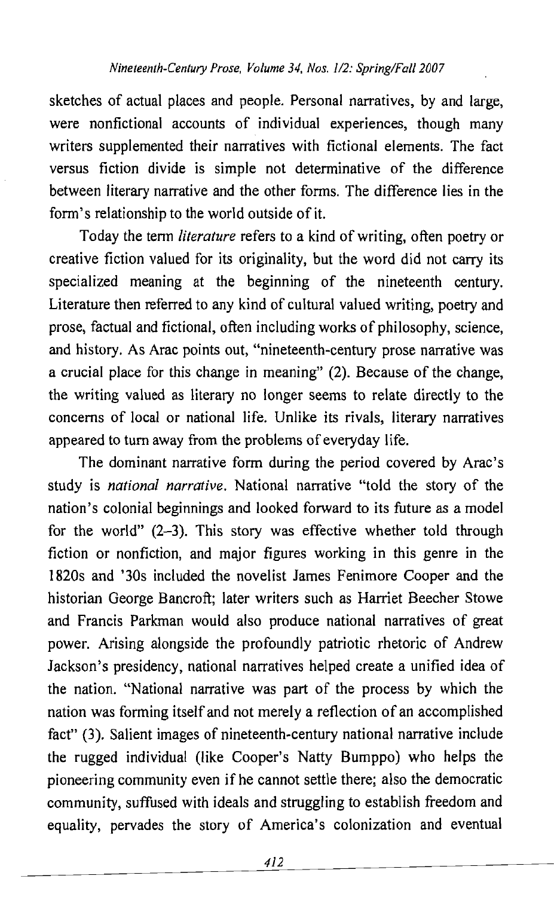sketches of actual places and people. Personal narratives, by and large, were nonfictional accounts of individual experiences, though many writers supplemented their narratives with fictional elements. The fact versus fiction divide is simple not determinative of the difference between literary narrative and the other forms. The difference lies in the form's relationship to the world outside of it.

Today the term *literature* refers to a kind of writing, often poetry or creative fiction valued for its originality, but the word did not carry its specialized meaning at the beginning of the nineteenth century. Literature then referred to any kind of cultural valued writing, poetry and prose, factual and fictional, often including works of philosophy, science, and history. As Arac points out, "nineteenth-century prose narrative was a crucial place for this change in meaning" (2). Because of the change, the writing valued as literary no longer seems to relate directly to the concerns of local or national life. Unlike its rivals, literary narratives appeared to turn away from the problems of everyday life.

The dominant narrative form during the period covered by Arac's study is *national narrative*. National narrative "told the story of the nation's colonial beginnings and looked forward to its future as a model for the world" (2–3). This story was effective whether told through fiction or nonfiction, and major figures working in this genre in the 1820s and '30s included the novelist James Fenimore Cooper and the historian George Bancroft; later writers such as Harriet Beecher Stowe and Francis Parkman would also produce national narratives of great power. Arising alongside the profoundly patriotic rhetoric of Andrew Jackson's presidency, national narratives helped create a unified idea of the nation. "National narrative was part of the process by which the nation was forming itself and not merely a reflection of an accomplished fact" (3). Salient images of nineteenth-century national narrative include the rugged individual (like Cooper's Natty Bumppo) who helps the pioneering community even if he cannot settle there; also the democratic community, suffused with ideals and struggling to establish freedom and equality, pervades the story of America's colonization and eventual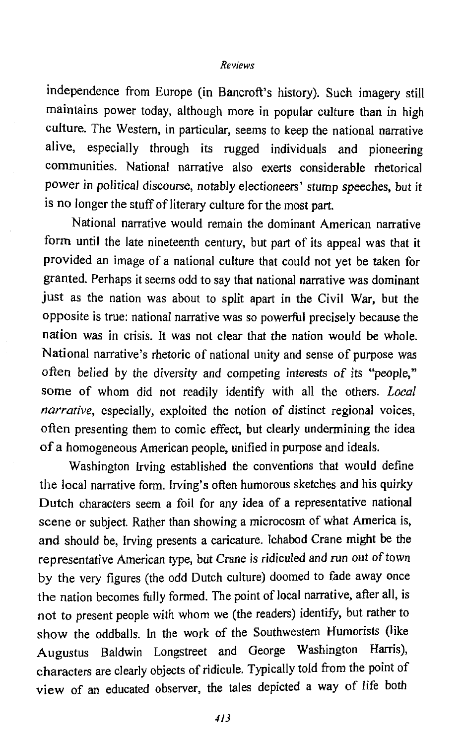independence from Europe (in Bancroft's history). Such imagery still maintains power today, although more in popular culture than in high culture. The Western, in particular, seems to keep the national narrative alive, especially through its rugged individuals and pioneering communities. National narrative also exerts considerable rhetorical power in political discourse, notably electioneers' stump speeches, but it is no longer the stuff of literary culture for the most part.

National narrative would remain the dominant American narrative form until the late nineteenth century, but part of its appeal was that it provided an image of a national culture that could not yet be taken for granted. Perhaps it seems odd to say that national narrative was dominant just as the nation was about to split apart in the Civil War, but the opposite is true: national narrative was so powerful precisely because the nation was in crisis. It was not clear that the nation would be whole. National narrative's rhetoric of national unity and sense of purpose was often belied by the diversity and competing interests of its "people," some of whom did not readily identify with all the others. *Local narrative*, especially, exploited the notion of distinct regional voices, often presenting them to comic effect, but clearly undermining the idea of a homogeneous American people, unified in purpose and ideals.

Washington Irving established the conventions that would define the local narrative form. Irving's often humorous sketches and his quirky Dutch characters seem a foil for any idea of a representative national scene or subject. Rather than showing a microcosm of what America is, and should be, Irving presents a caricature. Ichabod Crane might be the representative American type, but Crane is ridiculed and run out of town by the very figures (the odd Dutch culture) doomed to fade away once the nation becomes fully formed. The point of local narrative, after all, is not to present people with whom we (the readers) identify, but rather to show the oddballs. In the work of the Southwestern Humorists (like Augustus Baldwin Longstreet and George Washington Harris), characters are clearly objects of ridicule. Typically told from the point of view of an educated observer, the tales depicted a way of life both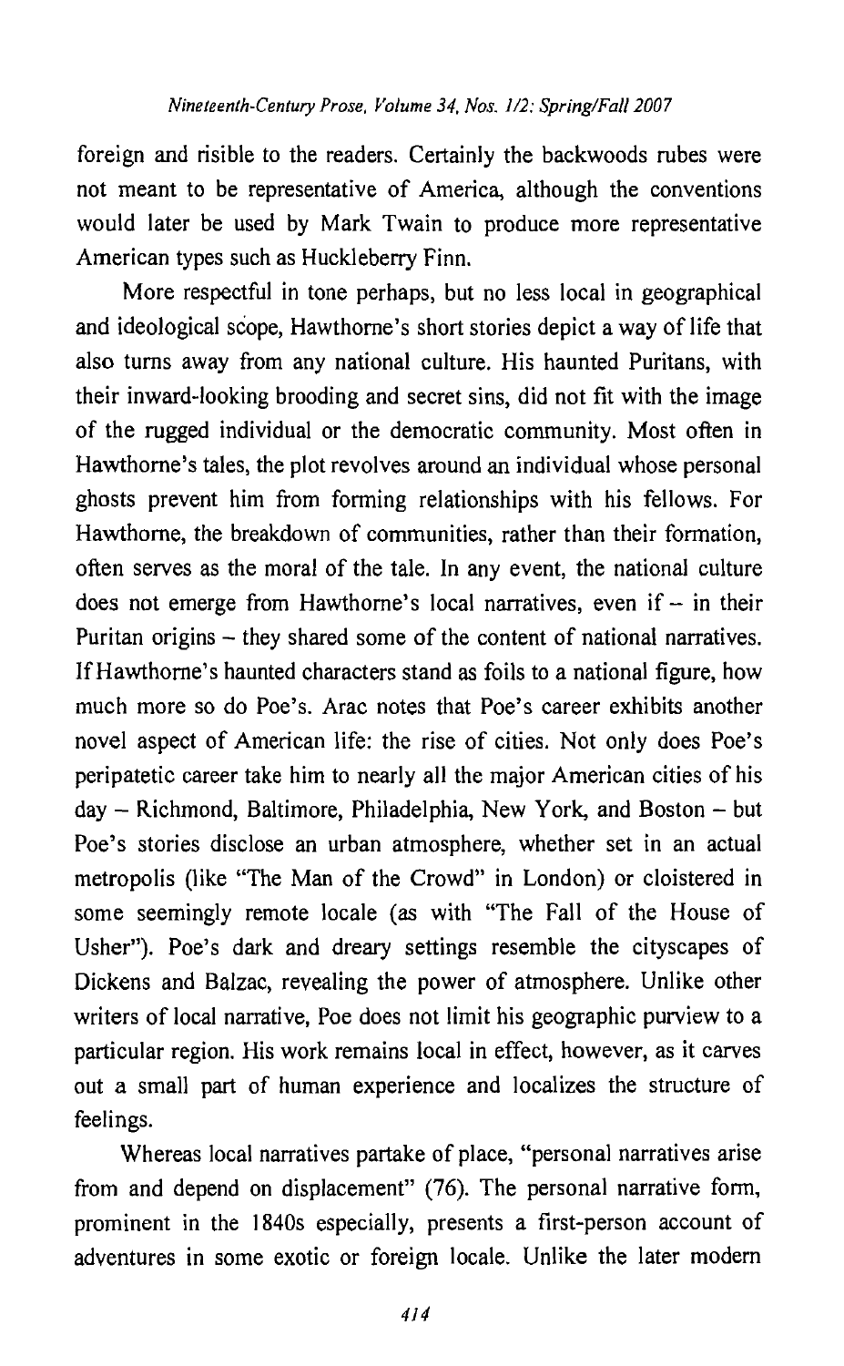foreign and risible to the readers. Certainly the backwoods rubes were not meant to be representative of America, although the conventions would later be used by Mark Twain to produce more representative American types such as Huckleberry Finn.

More respectful in tone perhaps, but no less local in geographical and ideological scope, Hawthorne's short stories depict a way of life that also turns away from any national culture. His haunted Puritans, with their inward-looking brooding and secret sins, did not fit with the image of the rugged individual or the democratic community. Most often in Hawthorne's tales, the plot revolves around an individual whose personal ghosts prevent him from forming relationships with his fellows. For Hawthorne, the breakdown of communities, rather than their formation, often serves as the moral of the tale. In any event, the national culture does not emerge from Hawthorne's local narratives, even if – in their Puritan origins – they shared some of the content of national narratives. If Hawthorne's haunted characters stand as foils to a national figure, how much more so do Poe's. Arac notes that Poe's career exhibits another novel aspect of American life: the rise of cities. Not only does Poe's peripatetic career take him to nearly all the major American cities of his day – Richmond, Baltimore, Philadelphia, New York, and Boston – but Poe's stories disclose an urban atmosphere, whether set in an actual metropolis (like "The Man of the Crowd" in London) or cloistered in some seemingly remote locale (as with "The Fall of the House of Usher"). Poe's dark and dreary settings resemble the cityscapes of Dickens and Balzac, revealing the power of atmosphere. Unlike other writers of local narrative, Poe does not limit his geographic purview to a particular region. His work remains local in effect, however, as it carves out a small part of human experience and localizes the structure of feelings.

Whereas local narratives partake of place, "personal narratives arise from and depend on displacement" (76). The personal narrative form, prominent in the 1840s especially, presents a first-person account of adventures in some exotic or foreign locale. Unlike the later modern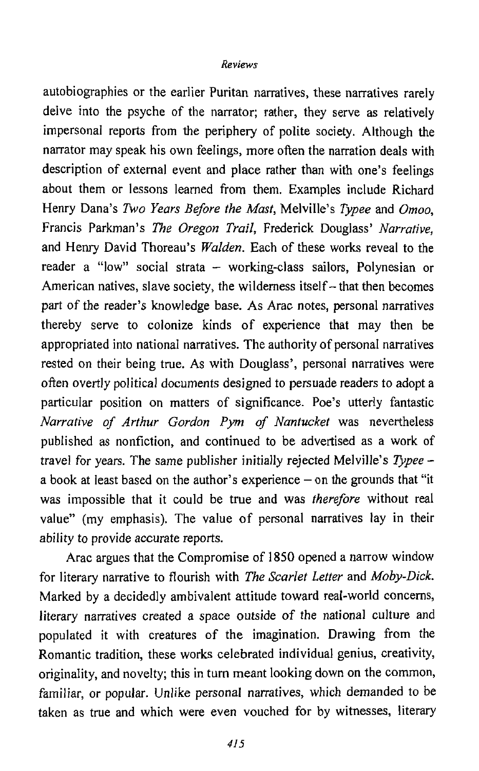autobiographies or the earlier Puritan narratives, these narratives rarely delve into the psyche of the narrator; rather, they serve as relatively impersonal reports from the periphery of polite society. Although the narrator may speak his own feelings, more often the narration deals with description of external event and place rather than with one's feelings about them or lessons learned from them. Examples include Richard Henry Dana's *Two Years Before the Mast*, Melville's *Typee* and *Omoo*, Francis Parkman's *The Oregon Trail*, Frederick Douglass' *Narrative*, and Henry David Thoreau's *Walden*. Each of these works reveal to the reader a "low" social strata – working-class sailors, Polynesian or American natives, slave society, the wilderness itself – that then becomes part of the reader's knowledge base. As Arac notes, personal narratives thereby serve to colonize kinds of experience that may then be appropriated into national narratives. The authority of personal narratives rested on their being true. As with Douglass', personal narratives were often overtly political documents designed to persuade readers to adopt a particular position on matters of significance. Poe's utterly fantastic *Narrative of Arthur Gordon Pym of Nantucket* was nevertheless published as nonfiction, and continued to be advertised as a work of travel for years. The same publisher initially rejected Melville's *Typee* – a book at least based on the author's experience – on the grounds that "it was impossible that it could be true and was *therefore* without real value" (my emphasis). The value of personal narratives lay in their ability to provide accurate reports.

Arac argues that the Compromise of 1850 opened a narrow window for literary narrative to flourish with *The Scarlet Letter* and *Moby-Dick*. Marked by a decidedly ambivalent attitude toward real-world concerns, literary narratives created a space outside of the national culture and populated it with creatures of the imagination. Drawing from the Romantic tradition, these works celebrated individual genius, creativity, originality, and novelty; this in turn meant looking down on the common, familiar, or popular. Unlike personal narratives, which demanded to be taken as true and which were even vouched for by witnesses, literary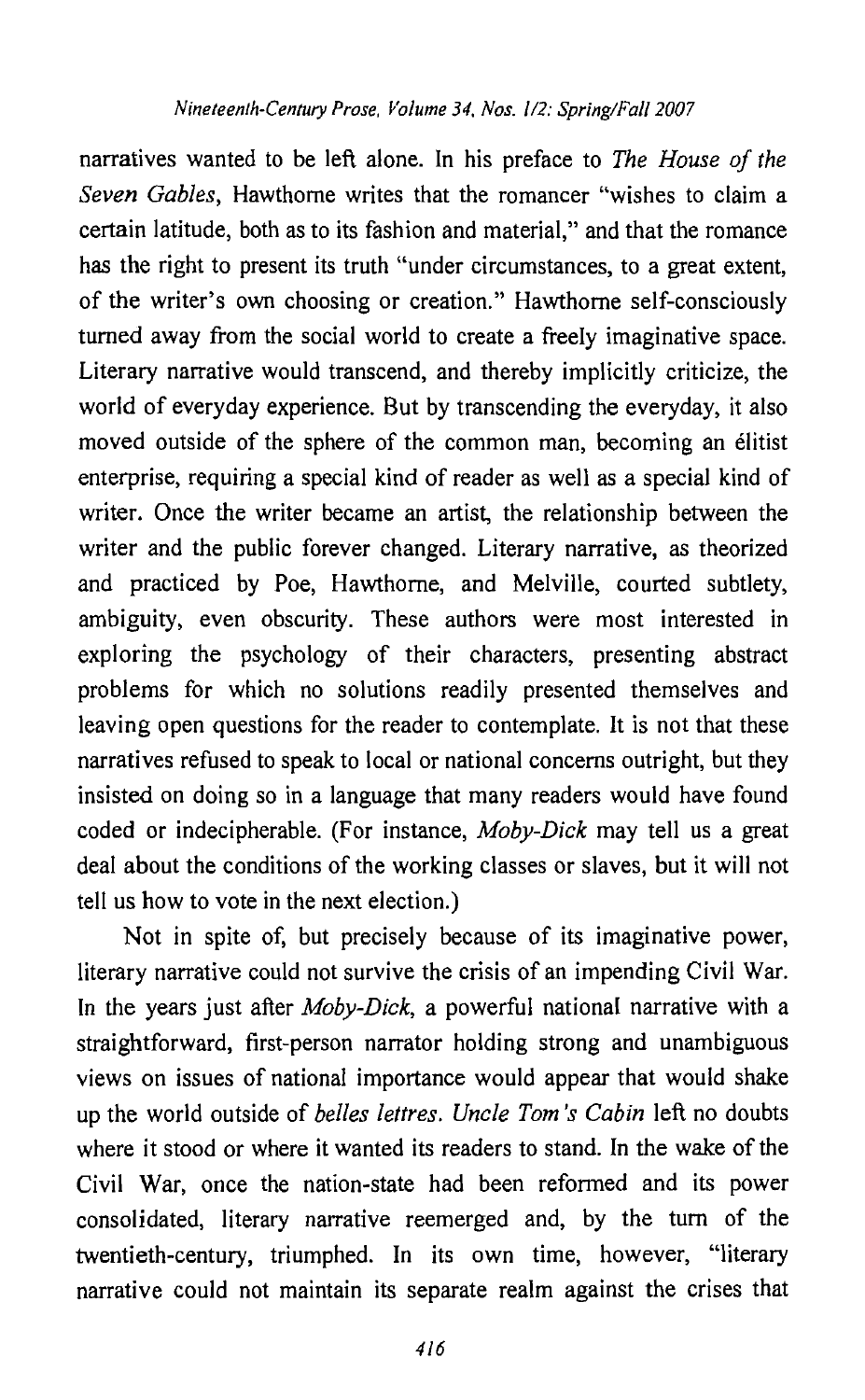narratives wanted to be left alone. In his preface to *The House of the Seven Gables*, Hawthorne writes that the romancer "wishes to claim a certain latitude, both as to its fashion and material," and that the romance has the right to present its truth "under circumstances, to a great extent, of the writer's own choosing or creation." Hawthorne self-consciously turned away from the social world to create a freely imaginative space. Literary narrative would transcend, and thereby implicitly criticize, the world of everyday experience. But by transcending the everyday, it also moved outside of the sphere of the common man, becoming an élitist enterprise, requiring a special kind of reader as well as a special kind of writer. Once the writer became an artist, the relationship between the writer and the public forever changed. Literary narrative, as theorized and practiced by Poe, Hawthorne, and Melville, courted subtlety, ambiguity, even obscurity. These authors were most interested in exploring the psychology of their characters, presenting abstract problems for which no solutions readily presented themselves and leaving open questions for the reader to contemplate. It is not that these narratives refused to speak to local or national concerns outright, but they insisted on doing so in a language that many readers would have found coded or indecipherable. (For instance, *Moby-Dick* may tell us a great deal about the conditions of the working classes or slaves, but it will not tell us how to vote in the next election.)

Not in spite of, but precisely because of its imaginative power, literary narrative could not survive the crisis of an impending Civil War. In the years just after *Moby-Dick*, a powerful national narrative with a straightforward, first-person narrator holding strong and unambiguous views on issues of national importance would appear that would shake up the world outside of *belles lettres*. *Uncle Tom's Cabin* left no doubts where it stood or where it wanted its readers to stand. In the wake of the Civil War, once the nation-state had been reformed and its power consolidated, literary narrative reemerged and, by the turn of the twentieth-century, triumphed. In its own time, however, "literary narrative could not maintain its separate realm against the crises that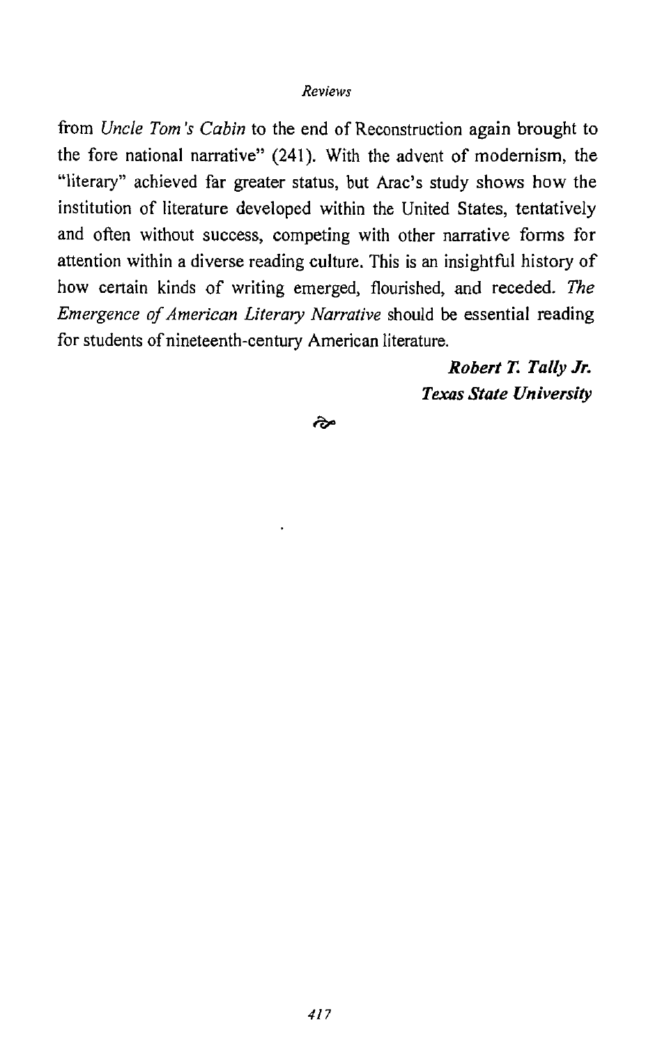from *Uncle Tom's Cabin* to the end of Reconstruction again brought to the fore national narrative" (241). With the advent of modernism, the "literary" achieved far greater status, but Arac's study shows how the institution of literature developed within the United States, tentatively and often without success, competing with other narrative forms for attention within a diverse reading culture. This is an insightful history of how certain kinds of writing emerged, flourished, and receded. *The Emergence of American Literary Narrative* should be essential reading for students of nineteenth-century American literature.

***Robert T. Tally Jr.***
***Texas State University***